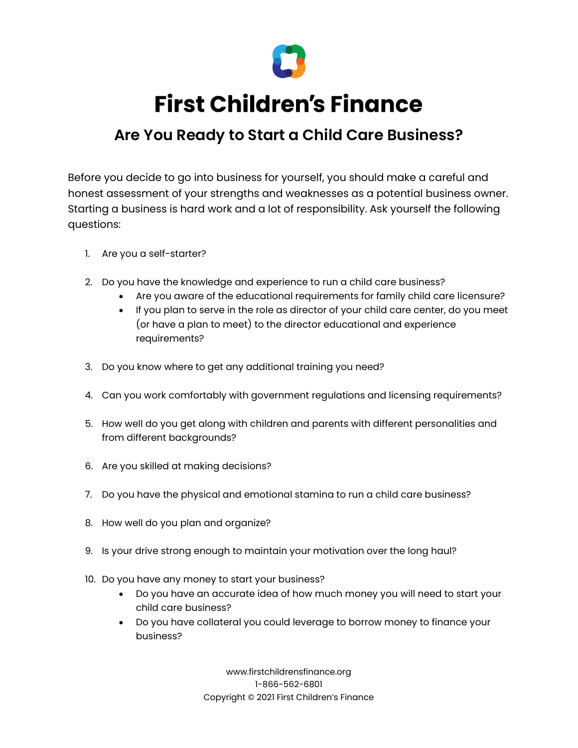# First Children's Finance

## Are You Ready to Start a Child Care Business?

Before you decide to go into business for yourself, you should make a careful and honest assessment of your strengths and weaknesses as a potential business owner. Starting a business is hard work and a lot of responsibility. Ask yourself the following questions:

1. Are you a self-starter?

2. Do you have the knowledge and experience to run a child care business?
   - Are you aware of the educational requirements for family child care licensure?
   - If you plan to serve in the role as director of your child care center, do you meet (or have a plan to meet) to the director educational and experience requirements?

3. Do you know where to get any additional training you need?

4. Can you work comfortably with government regulations and licensing requirements?

5. How well do you get along with children and parents with different personalities and from different backgrounds?

6. Are you skilled at making decisions?

7. Do you have the physical and emotional stamina to run a child care business?

8. How well do you plan and organize?

9. Is your drive strong enough to maintain your motivation over the long haul?

10. Do you have any money to start your business?
    - Do you have an accurate idea of how much money you will need to start your child care business?
    - Do you have collateral you could leverage to borrow money to finance your business?

www.firstchildrensfinance.org
1-866-562-6801
Copyright © 2021 First Children's Finance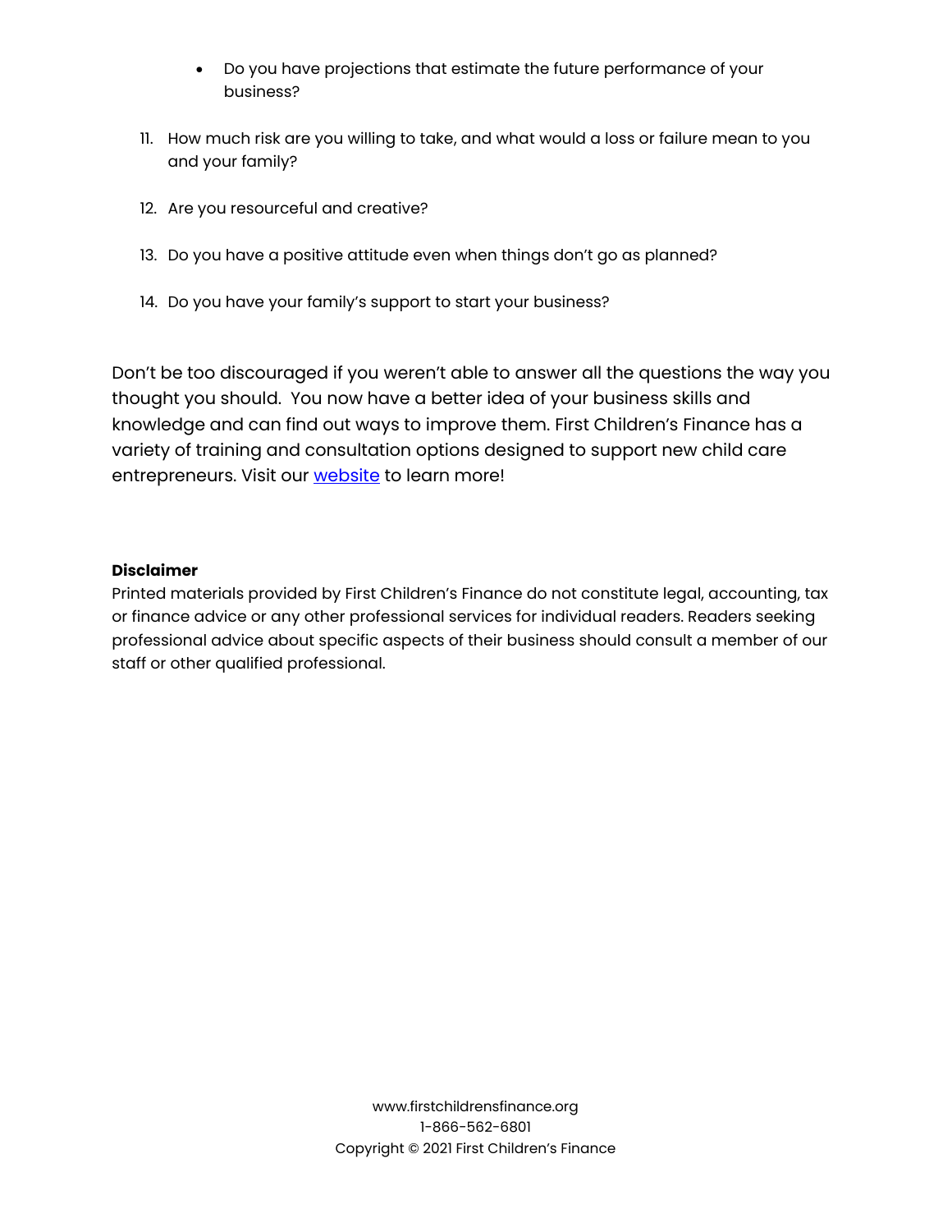- Do you have projections that estimate the future performance of your business?

11. How much risk are you willing to take, and what would a loss or failure mean to you and your family?

12. Are you resourceful and creative?

13. Do you have a positive attitude even when things don't go as planned?

14. Do you have your family's support to start your business?

Don't be too discouraged if you weren't able to answer all the questions the way you thought you should. You now have a better idea of your business skills and knowledge and can find out ways to improve them. First Children's Finance has a variety of training and consultation options designed to support new child care entrepreneurs. Visit our website to learn more!

**Disclaimer**
Printed materials provided by First Children's Finance do not constitute legal, accounting, tax or finance advice or any other professional services for individual readers. Readers seeking professional advice about specific aspects of their business should consult a member of our staff or other qualified professional.

www.firstchildrensfinance.org
1-866-562-6801
Copyright © 2021 First Children's Finance